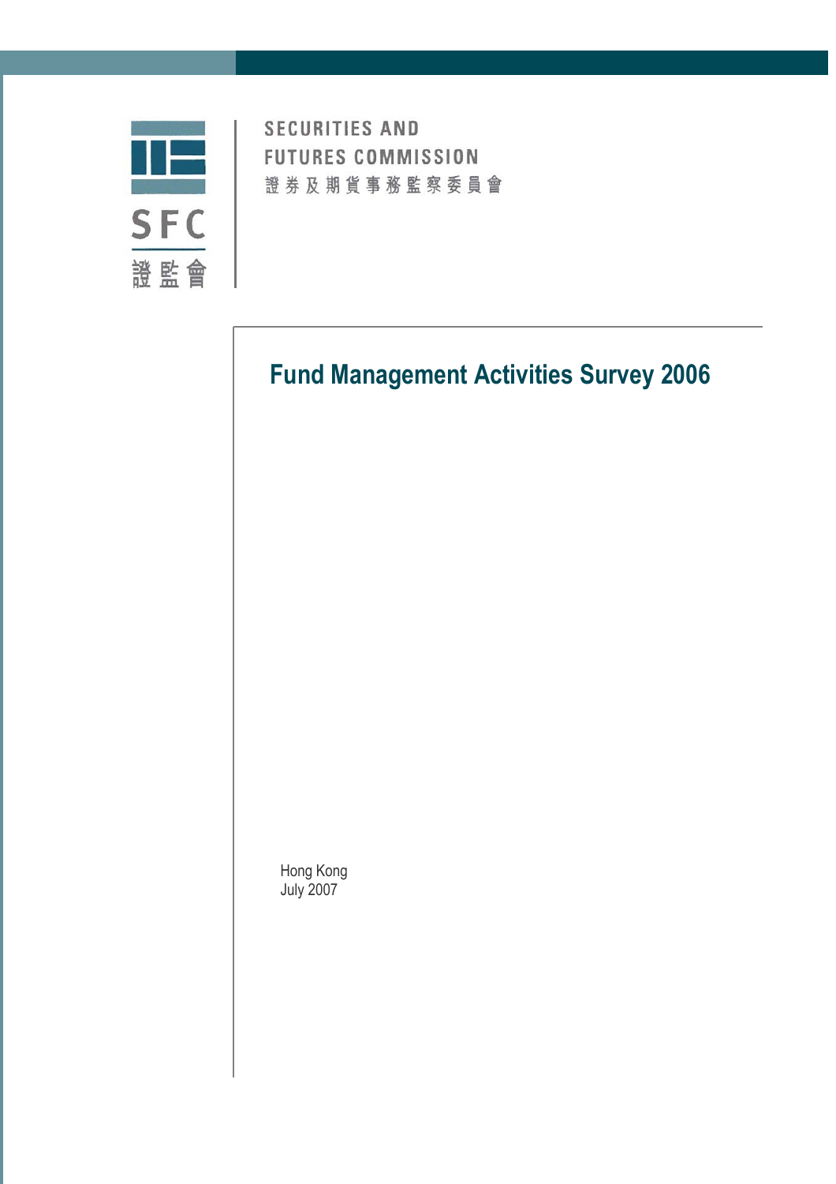SECURITIES AND FUTURES COMMISSION

證券及期貨事務監察委員會

SFC

證監會

# Fund Management Activities Survey 2006

Hong Kong
July 2007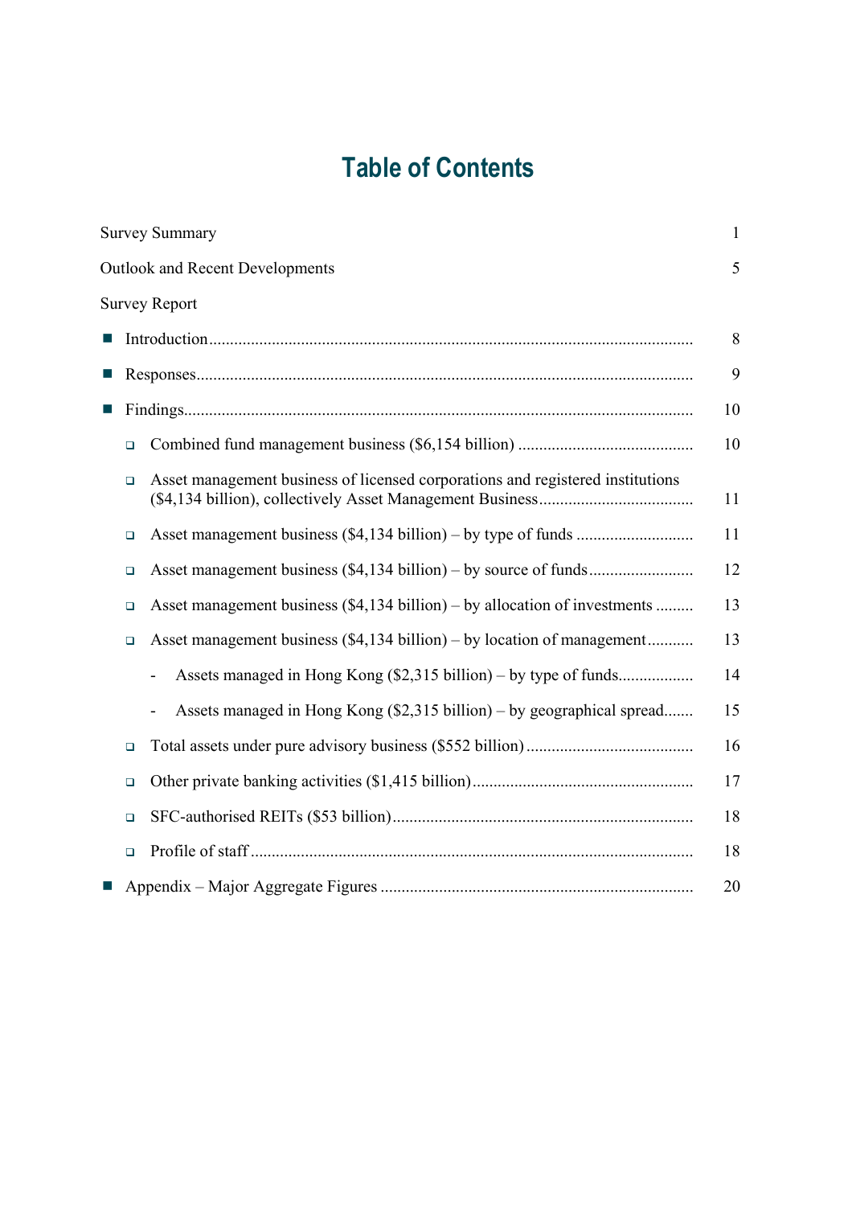# Table of Contents

| | |
|---|---|
| Survey Summary | 1 |
| Outlook and Recent Developments | 5 |
| Survey Report | |
| ■ Introduction | 8 |
| ■ Responses | 9 |
| ■ Findings | 10 |
| ❑ Combined fund management business ($6,154 billion) | 10 |
| ❑ Asset management business of licensed corporations and registered institutions ($4,134 billion), collectively Asset Management Business | 11 |
| ❑ Asset management business ($4,134 billion) – by type of funds | 11 |
| ❑ Asset management business ($4,134 billion) – by source of funds | 12 |
| ❑ Asset management business ($4,134 billion) – by allocation of investments | 13 |
| ❑ Asset management business ($4,134 billion) – by location of management | 13 |
| - Assets managed in Hong Kong ($2,315 billion) – by type of funds | 14 |
| - Assets managed in Hong Kong ($2,315 billion) – by geographical spread | 15 |
| ❑ Total assets under pure advisory business ($552 billion) | 16 |
| ❑ Other private banking activities ($1,415 billion) | 17 |
| ❑ SFC-authorised REITs ($53 billion) | 18 |
| ❑ Profile of staff | 18 |
| ■ Appendix – Major Aggregate Figures | 20 |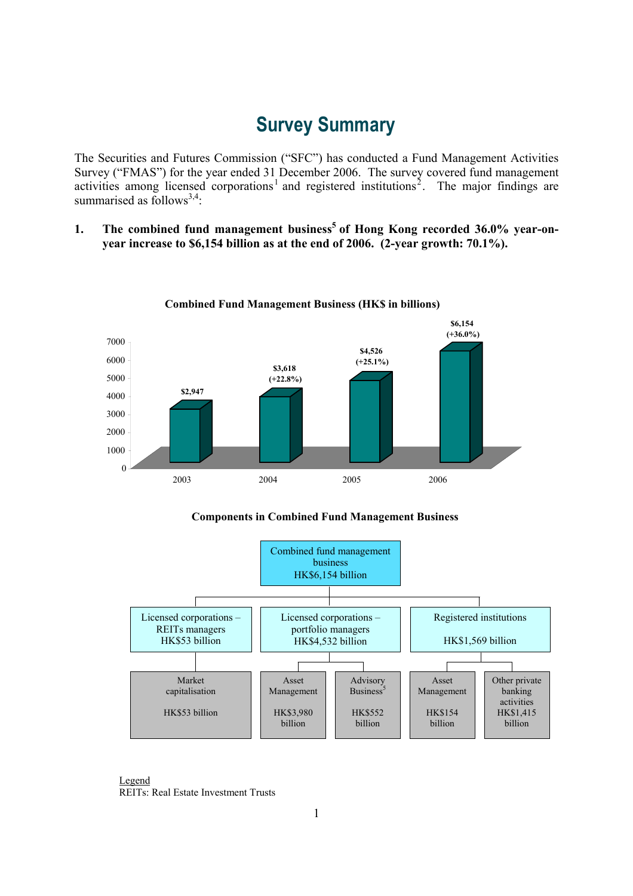# Survey Summary

The Securities and Futures Commission ("SFC") has conducted a Fund Management Activities Survey ("FMAS") for the year ended 31 December 2006. The survey covered fund management activities among licensed corporations[1] and registered institutions[2]. The major findings are summarised as follows[3,4]:

**1. The combined fund management business[5] of Hong Kong recorded 36.0% year-on-year increase to $6,154 billion as at the end of 2006. (2-year growth: 70.1%).**

**Combined Fund Management Business (HK$ in billions)**

| Year | HK$ billion | Growth |
|---|---|---|
| 2003 | $2,947 | |
| 2004 | $3,618 | (+22.8%) |
| 2005 | $4,526 | (+25.1%) |
| 2006 | $6,154 | (+36.0%) |

**Components in Combined Fund Management Business**

- Combined fund management business HK$6,154 billion
  - Licensed corporations – REITs managers HK$53 billion
    - Market capitalisation HK$53 billion
  - Licensed corporations – portfolio managers HK$4,532 billion
    - Asset Management HK$3,980 billion
    - Advisory Business[5] HK$552 billion
  - Registered institutions HK$1,569 billion
    - Asset Management HK$154 billion
    - Other private banking activities HK$1,415 billion

Legend
REITs: Real Estate Investment Trusts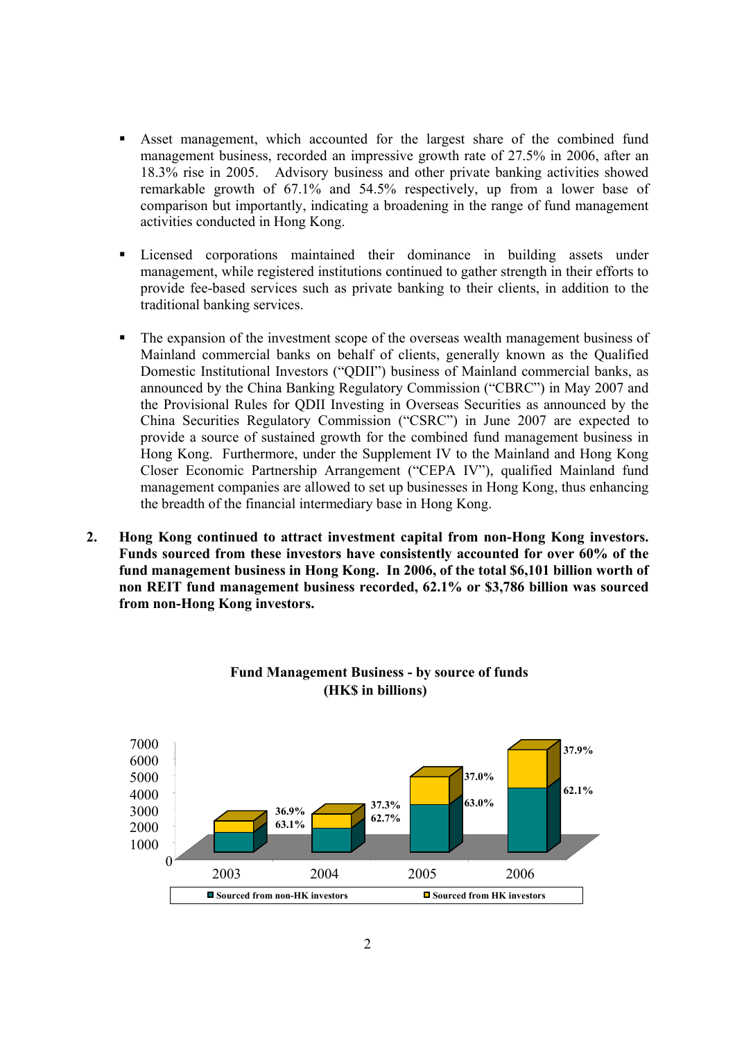- Asset management, which accounted for the largest share of the combined fund management business, recorded an impressive growth rate of 27.5% in 2006, after an 18.3% rise in 2005. Advisory business and other private banking activities showed remarkable growth of 67.1% and 54.5% respectively, up from a lower base of comparison but importantly, indicating a broadening in the range of fund management activities conducted in Hong Kong.

- Licensed corporations maintained their dominance in building assets under management, while registered institutions continued to gather strength in their efforts to provide fee-based services such as private banking to their clients, in addition to the traditional banking services.

- The expansion of the investment scope of the overseas wealth management business of Mainland commercial banks on behalf of clients, generally known as the Qualified Domestic Institutional Investors ("QDII") business of Mainland commercial banks, as announced by the China Banking Regulatory Commission ("CBRC") in May 2007 and the Provisional Rules for QDII Investing in Overseas Securities as announced by the China Securities Regulatory Commission ("CSRC") in June 2007 are expected to provide a source of sustained growth for the combined fund management business in Hong Kong. Furthermore, under the Supplement IV to the Mainland and Hong Kong Closer Economic Partnership Arrangement ("CEPA IV"), qualified Mainland fund management companies are allowed to set up businesses in Hong Kong, thus enhancing the breadth of the financial intermediary base in Hong Kong.

2. **Hong Kong continued to attract investment capital from non-Hong Kong investors. Funds sourced from these investors have consistently accounted for over 60% of the fund management business in Hong Kong. In 2006, of the total $6,101 billion worth of non REIT fund management business recorded, 62.1% or $3,786 billion was sourced from non-Hong Kong investors.**

**Fund Management Business - by source of funds**
**(HK$ in billions)**

| Year | Sourced from non-HK investors | Sourced from HK investors |
|---|---|---|
| 2003 | 63.1% | 36.9% |
| 2004 | 62.7% | 37.3% |
| 2005 | 63.0% | 37.0% |
| 2006 | 62.1% | 37.9% |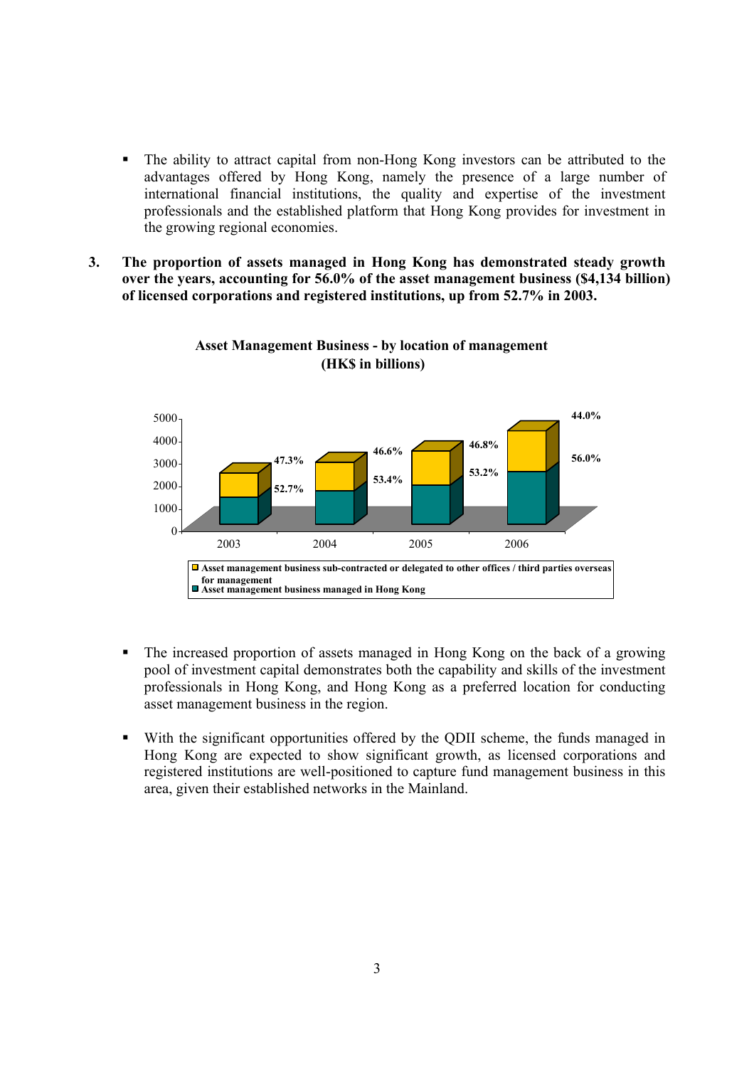- The ability to attract capital from non-Hong Kong investors can be attributed to the advantages offered by Hong Kong, namely the presence of a large number of international financial institutions, the quality and expertise of the investment professionals and the established platform that Hong Kong provides for investment in the growing regional economies.

**3. The proportion of assets managed in Hong Kong has demonstrated steady growth over the years, accounting for 56.0% of the asset management business ($4,134 billion) of licensed corporations and registered institutions, up from 52.7% in 2003.**

**Asset Management Business - by location of management (HK$ in billions)**

| Year | Asset management business managed in Hong Kong | Asset management business sub-contracted or delegated to other offices / third parties overseas for management |
|---|---|---|
| 2003 | 52.7% | 47.3% |
| 2004 | 53.4% | 46.6% |
| 2005 | 53.2% | 46.8% |
| 2006 | 56.0% | 44.0% |

- The increased proportion of assets managed in Hong Kong on the back of a growing pool of investment capital demonstrates both the capability and skills of the investment professionals in Hong Kong, and Hong Kong as a preferred location for conducting asset management business in the region.

- With the significant opportunities offered by the QDII scheme, the funds managed in Hong Kong are expected to show significant growth, as licensed corporations and registered institutions are well-positioned to capture fund management business in this area, given their established networks in the Mainland.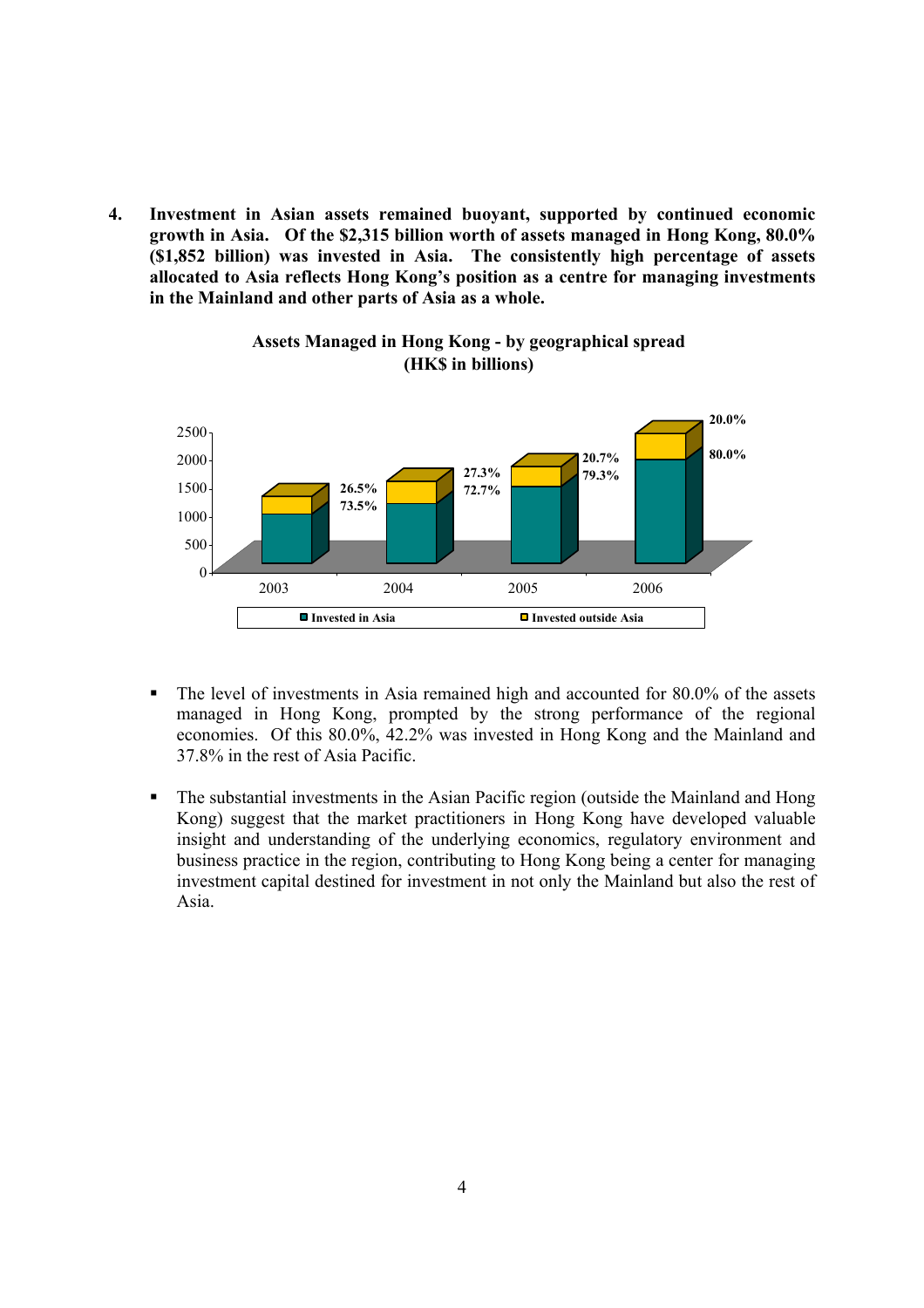4. **Investment in Asian assets remained buoyant, supported by continued economic growth in Asia. Of the $2,315 billion worth of assets managed in Hong Kong, 80.0% ($1,852 billion) was invested in Asia. The consistently high percentage of assets allocated to Asia reflects Hong Kong's position as a centre for managing investments in the Mainland and other parts of Asia as a whole.**

**Assets Managed in Hong Kong - by geographical spread (HK$ in billions)**

| Year | Invested in Asia | Invested outside Asia |
|---|---|---|
| 2003 | 73.5% | 26.5% |
| 2004 | 72.7% | 27.3% |
| 2005 | 79.3% | 20.7% |
| 2006 | 80.0% | 20.0% |

- The level of investments in Asia remained high and accounted for 80.0% of the assets managed in Hong Kong, prompted by the strong performance of the regional economies. Of this 80.0%, 42.2% was invested in Hong Kong and the Mainland and 37.8% in the rest of Asia Pacific.

- The substantial investments in the Asian Pacific region (outside the Mainland and Hong Kong) suggest that the market practitioners in Hong Kong have developed valuable insight and understanding of the underlying economics, regulatory environment and business practice in the region, contributing to Hong Kong being a center for managing investment capital destined for investment in not only the Mainland but also the rest of Asia.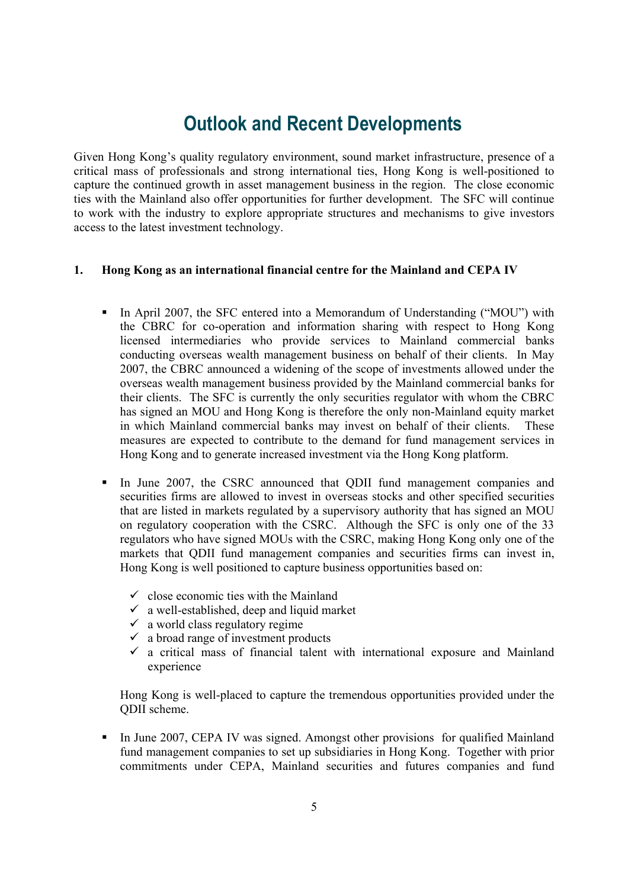# Outlook and Recent Developments

Given Hong Kong's quality regulatory environment, sound market infrastructure, presence of a critical mass of professionals and strong international ties, Hong Kong is well-positioned to capture the continued growth in asset management business in the region. The close economic ties with the Mainland also offer opportunities for further development. The SFC will continue to work with the industry to explore appropriate structures and mechanisms to give investors access to the latest investment technology.

## 1. Hong Kong as an international financial centre for the Mainland and CEPA IV

- In April 2007, the SFC entered into a Memorandum of Understanding ("MOU") with the CBRC for co-operation and information sharing with respect to Hong Kong licensed intermediaries who provide services to Mainland commercial banks conducting overseas wealth management business on behalf of their clients. In May 2007, the CBRC announced a widening of the scope of investments allowed under the overseas wealth management business provided by the Mainland commercial banks for their clients. The SFC is currently the only securities regulator with whom the CBRC has signed an MOU and Hong Kong is therefore the only non-Mainland equity market in which Mainland commercial banks may invest on behalf of their clients. These measures are expected to contribute to the demand for fund management services in Hong Kong and to generate increased investment via the Hong Kong platform.

- In June 2007, the CSRC announced that QDII fund management companies and securities firms are allowed to invest in overseas stocks and other specified securities that are listed in markets regulated by a supervisory authority that has signed an MOU on regulatory cooperation with the CSRC. Although the SFC is only one of the 33 regulators who have signed MOUs with the CSRC, making Hong Kong only one of the markets that QDII fund management companies and securities firms can invest in, Hong Kong is well positioned to capture business opportunities based on:

  - ✓ close economic ties with the Mainland
  - ✓ a well-established, deep and liquid market
  - ✓ a world class regulatory regime
  - ✓ a broad range of investment products
  - ✓ a critical mass of financial talent with international exposure and Mainland experience

  Hong Kong is well-placed to capture the tremendous opportunities provided under the QDII scheme.

- In June 2007, CEPA IV was signed. Amongst other provisions for qualified Mainland fund management companies to set up subsidiaries in Hong Kong. Together with prior commitments under CEPA, Mainland securities and futures companies and fund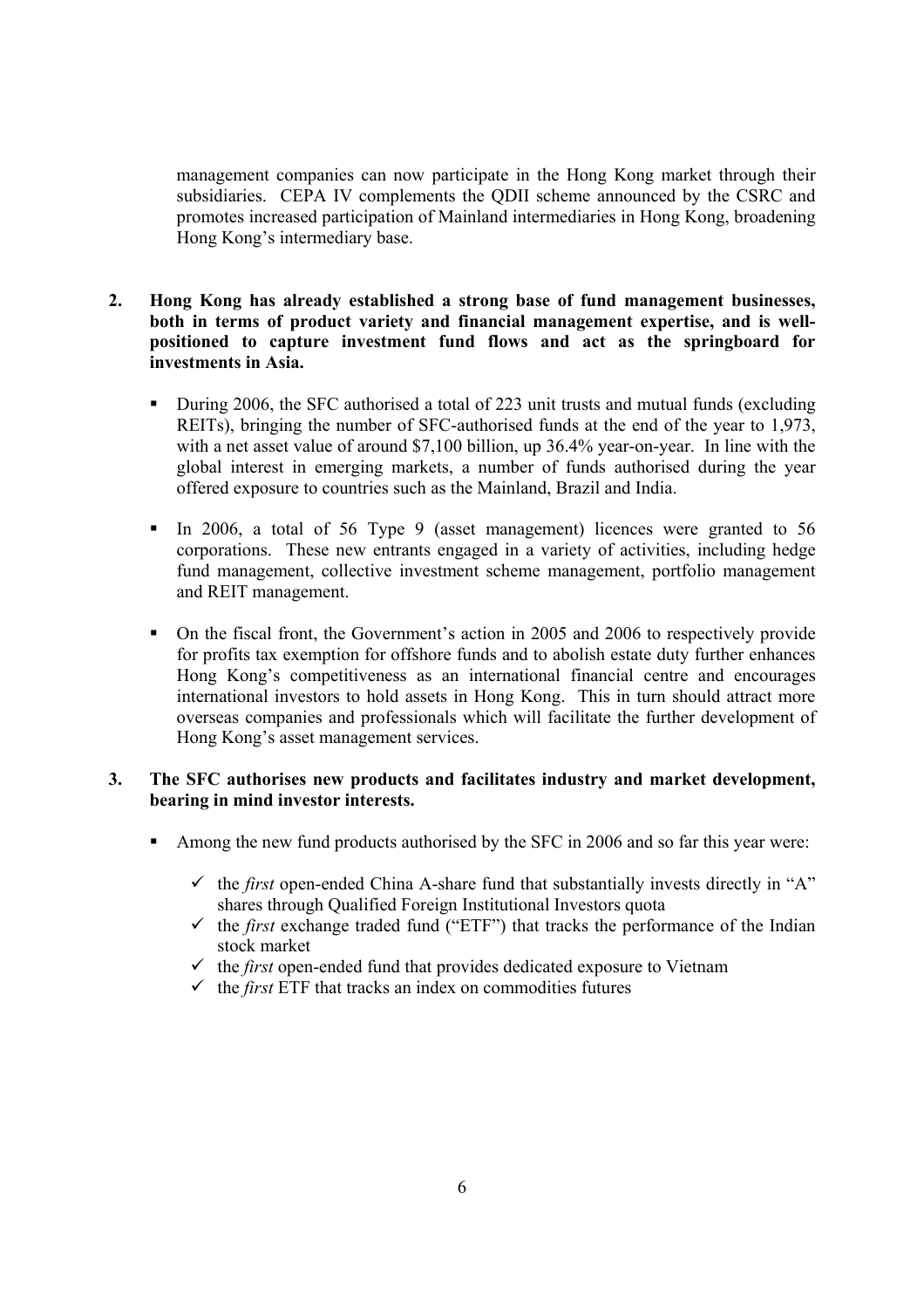management companies can now participate in the Hong Kong market through their subsidiaries. CEPA IV complements the QDII scheme announced by the CSRC and promotes increased participation of Mainland intermediaries in Hong Kong, broadening Hong Kong's intermediary base.

2. **Hong Kong has already established a strong base of fund management businesses, both in terms of product variety and financial management expertise, and is well-positioned to capture investment fund flows and act as the springboard for investments in Asia.**

   - During 2006, the SFC authorised a total of 223 unit trusts and mutual funds (excluding REITs), bringing the number of SFC-authorised funds at the end of the year to 1,973, with a net asset value of around $7,100 billion, up 36.4% year-on-year. In line with the global interest in emerging markets, a number of funds authorised during the year offered exposure to countries such as the Mainland, Brazil and India.

   - In 2006, a total of 56 Type 9 (asset management) licences were granted to 56 corporations. These new entrants engaged in a variety of activities, including hedge fund management, collective investment scheme management, portfolio management and REIT management.

   - On the fiscal front, the Government's action in 2005 and 2006 to respectively provide for profits tax exemption for offshore funds and to abolish estate duty further enhances Hong Kong's competitiveness as an international financial centre and encourages international investors to hold assets in Hong Kong. This in turn should attract more overseas companies and professionals which will facilitate the further development of Hong Kong's asset management services.

3. **The SFC authorises new products and facilitates industry and market development, bearing in mind investor interests.**

   - Among the new fund products authorised by the SFC in 2006 and so far this year were:

     - ✓ the *first* open-ended China A-share fund that substantially invests directly in "A" shares through Qualified Foreign Institutional Investors quota
     - ✓ the *first* exchange traded fund ("ETF") that tracks the performance of the Indian stock market
     - ✓ the *first* open-ended fund that provides dedicated exposure to Vietnam
     - ✓ the *first* ETF that tracks an index on commodities futures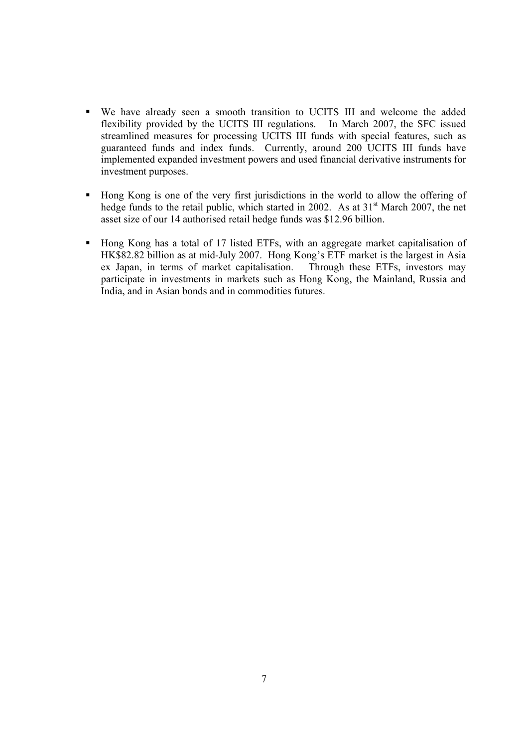- We have already seen a smooth transition to UCITS III and welcome the added flexibility provided by the UCITS III regulations. In March 2007, the SFC issued streamlined measures for processing UCITS III funds with special features, such as guaranteed funds and index funds. Currently, around 200 UCITS III funds have implemented expanded investment powers and used financial derivative instruments for investment purposes.

- Hong Kong is one of the very first jurisdictions in the world to allow the offering of hedge funds to the retail public, which started in 2002. As at 31st March 2007, the net asset size of our 14 authorised retail hedge funds was $12.96 billion.

- Hong Kong has a total of 17 listed ETFs, with an aggregate market capitalisation of HK$82.82 billion as at mid-July 2007. Hong Kong's ETF market is the largest in Asia ex Japan, in terms of market capitalisation. Through these ETFs, investors may participate in investments in markets such as Hong Kong, the Mainland, Russia and India, and in Asian bonds and in commodities futures.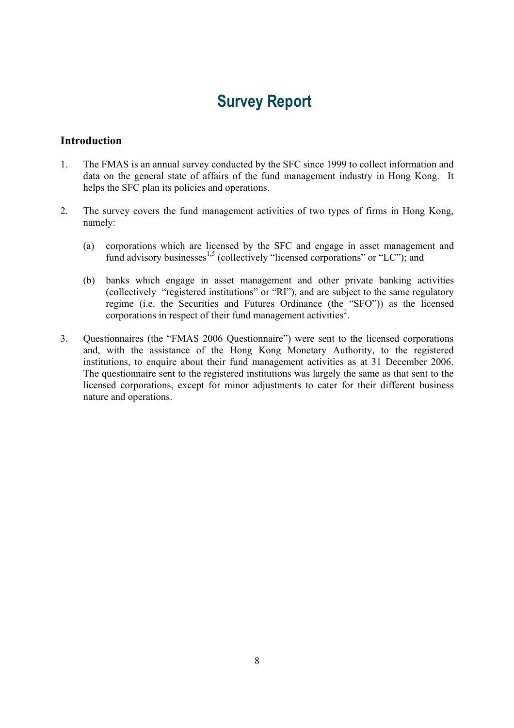# Survey Report

## Introduction

1. The FMAS is an annual survey conducted by the SFC since 1999 to collect information and data on the general state of affairs of the fund management industry in Hong Kong. It helps the SFC plan its policies and operations.

2. The survey covers the fund management activities of two types of firms in Hong Kong, namely:

   (a) corporations which are licensed by the SFC and engage in asset management and fund advisory businesses[1,5] (collectively "licensed corporations" or "LC"); and

   (b) banks which engage in asset management and other private banking activities (collectively "registered institutions" or "RI"), and are subject to the same regulatory regime (i.e. the Securities and Futures Ordinance (the "SFO")) as the licensed corporations in respect of their fund management activities[2].

3. Questionnaires (the "FMAS 2006 Questionnaire") were sent to the licensed corporations and, with the assistance of the Hong Kong Monetary Authority, to the registered institutions, to enquire about their fund management activities as at 31 December 2006. The questionnaire sent to the registered institutions was largely the same as that sent to the licensed corporations, except for minor adjustments to cater for their different business nature and operations.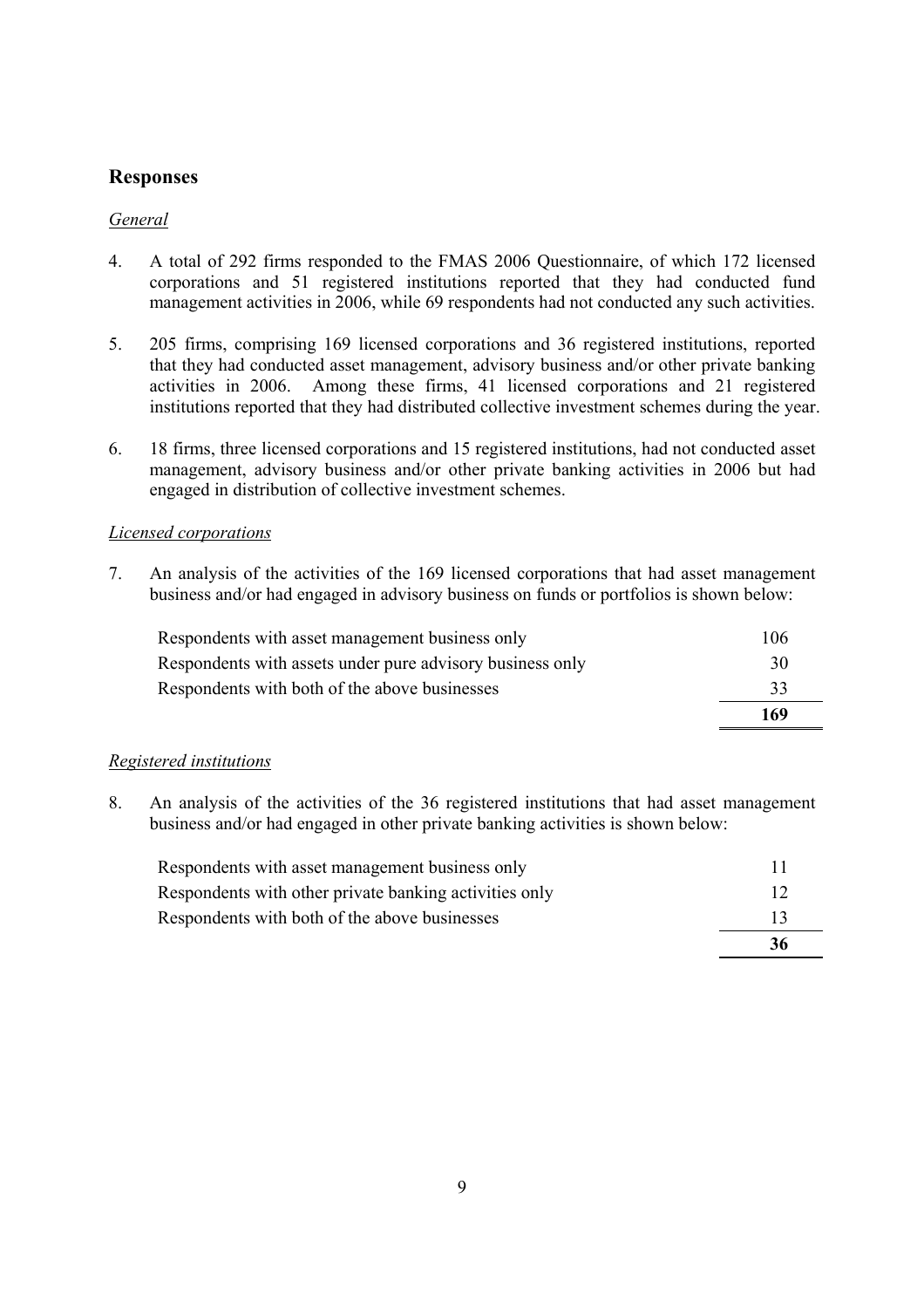## Responses

*General*

4. A total of 292 firms responded to the FMAS 2006 Questionnaire, of which 172 licensed corporations and 51 registered institutions reported that they had conducted fund management activities in 2006, while 69 respondents had not conducted any such activities.

5. 205 firms, comprising 169 licensed corporations and 36 registered institutions, reported that they had conducted asset management, advisory business and/or other private banking activities in 2006. Among these firms, 41 licensed corporations and 21 registered institutions reported that they had distributed collective investment schemes during the year.

6. 18 firms, three licensed corporations and 15 registered institutions, had not conducted asset management, advisory business and/or other private banking activities in 2006 but had engaged in distribution of collective investment schemes.

*Licensed corporations*

7. An analysis of the activities of the 169 licensed corporations that had asset management business and/or had engaged in advisory business on funds or portfolios is shown below:

| | |
|---|---|
| Respondents with asset management business only | 106 |
| Respondents with assets under pure advisory business only | 30 |
| Respondents with both of the above businesses | 33 |
| | **169** |

*Registered institutions*

8. An analysis of the activities of the 36 registered institutions that had asset management business and/or had engaged in other private banking activities is shown below:

| | |
|---|---|
| Respondents with asset management business only | 11 |
| Respondents with other private banking activities only | 12 |
| Respondents with both of the above businesses | 13 |
| | **36** |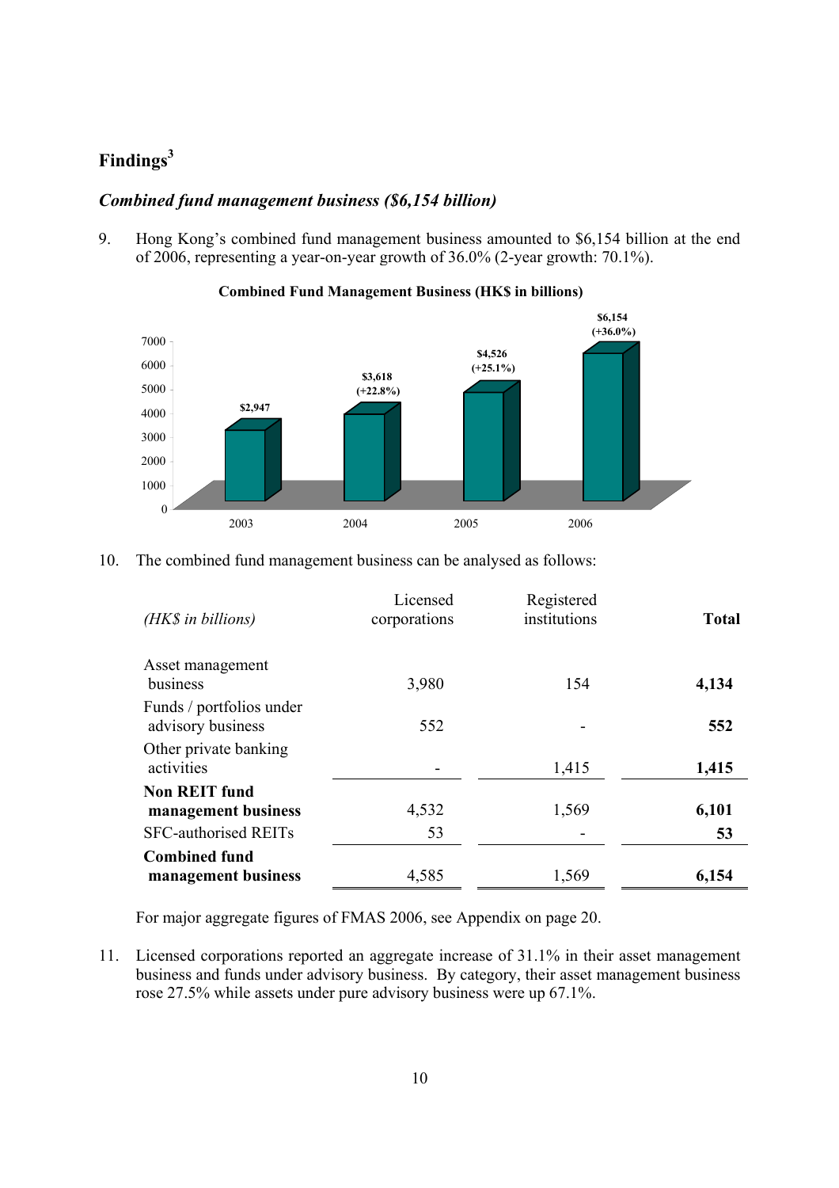## Findings[3]

### *Combined fund management business ($6,154 billion)*

9. Hong Kong's combined fund management business amounted to $6,154 billion at the end of 2006, representing a year-on-year growth of 36.0% (2-year growth: 70.1%).

**Combined Fund Management Business (HK$ in billions)**

| Year | Amount | Growth |
|---|---|---|
| 2003 | $2,947 | |
| 2004 | $3,618 | (+22.8%) |
| 2005 | $4,526 | (+25.1%) |
| 2006 | $6,154 | (+36.0%) |

10. The combined fund management business can be analysed as follows:

| *(HK$ in billions)* | Licensed corporations | Registered institutions | **Total** |
|---|---|---|---|
| Asset management business | 3,980 | 154 | **4,134** |
| Funds / portfolios under advisory business | 552 | - | **552** |
| Other private banking activities | - | 1,415 | **1,415** |
| **Non REIT fund management business** | 4,532 | 1,569 | **6,101** |
| SFC-authorised REITs | 53 | - | **53** |
| **Combined fund management business** | 4,585 | 1,569 | **6,154** |

For major aggregate figures of FMAS 2006, see Appendix on page 20.

11. Licensed corporations reported an aggregate increase of 31.1% in their asset management business and funds under advisory business. By category, their asset management business rose 27.5% while assets under pure advisory business were up 67.1%.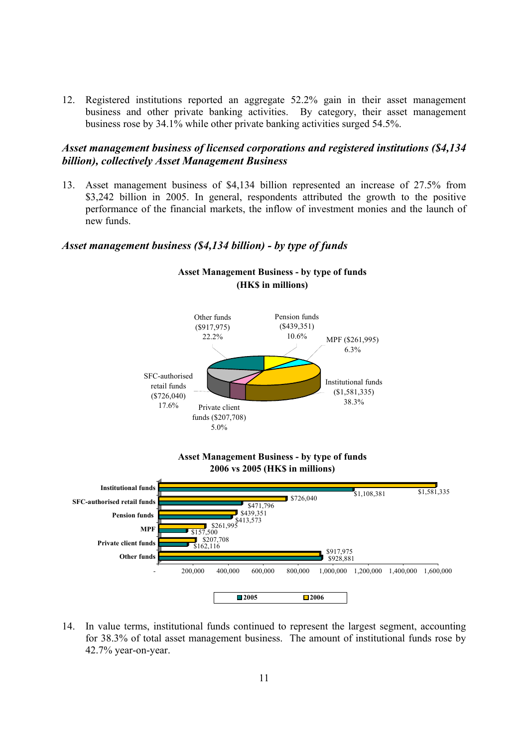12. Registered institutions reported an aggregate 52.2% gain in their asset management business and other private banking activities. By category, their asset management business rose by 34.1% while other private banking activities surged 54.5%.

### *Asset management business of licensed corporations and registered institutions ($4,134 billion), collectively Asset Management Business*

13. Asset management business of $4,134 billion represented an increase of 27.5% from $3,242 billion in 2005. In general, respondents attributed the growth to the positive performance of the financial markets, the inflow of investment monies and the launch of new funds.

### *Asset management business ($4,134 billion) - by type of funds*

**Asset Management Business - by type of funds (HK$ in millions)**

| Type of funds | Amount | Share |
|---|---|---|
| Institutional funds | $1,581,335 | 38.3% |
| Other funds | $917,975 | 22.2% |
| SFC-authorised retail funds | $726,040 | 17.6% |
| Pension funds | $439,351 | 10.6% |
| MPF | $261,995 | 6.3% |
| Private client funds | $207,708 | 5.0% |

**Asset Management Business - by type of funds 2006 vs 2005 (HK$ in millions)**

| Type of funds | 2005 | 2006 |
|---|---|---|
| Institutional funds | $1,108,381 | $1,581,335 |
| SFC-authorised retail funds | $471,796 | $726,040 |
| Pension funds | $413,573 | $439,351 |
| MPF | $157,500 | $261,995 |
| Private client funds | $162,116 | $207,708 |
| Other funds | $928,881 | $917,975 |

14. In value terms, institutional funds continued to represent the largest segment, accounting for 38.3% of total asset management business. The amount of institutional funds rose by 42.7% year-on-year.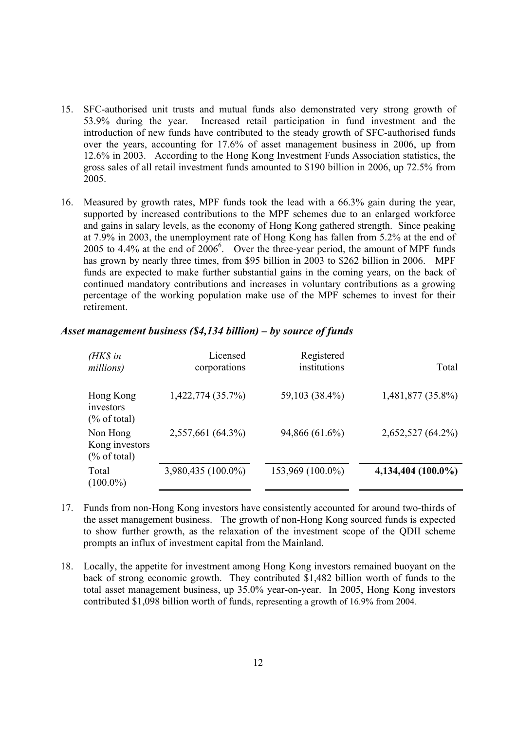15. SFC-authorised unit trusts and mutual funds also demonstrated very strong growth of 53.9% during the year. Increased retail participation in fund investment and the introduction of new funds have contributed to the steady growth of SFC-authorised funds over the years, accounting for 17.6% of asset management business in 2006, up from 12.6% in 2003. According to the Hong Kong Investment Funds Association statistics, the gross sales of all retail investment funds amounted to $190 billion in 2006, up 72.5% from 2005.

16. Measured by growth rates, MPF funds took the lead with a 66.3% gain during the year, supported by increased contributions to the MPF schemes due to an enlarged workforce and gains in salary levels, as the economy of Hong Kong gathered strength. Since peaking at 7.9% in 2003, the unemployment rate of Hong Kong has fallen from 5.2% at the end of 2005 to 4.4% at the end of 2006[6]. Over the three-year period, the amount of MPF funds has grown by nearly three times, from $95 billion in 2003 to $262 billion in 2006. MPF funds are expected to make further substantial gains in the coming years, on the back of continued mandatory contributions and increases in voluntary contributions as a growing percentage of the working population make use of the MPF schemes to invest for their retirement.

### *Asset management business ($4,134 billion) – by source of funds*

| *(HK$ in millions)* | Licensed corporations | Registered institutions | Total |
|---|---|---|---|
| Hong Kong investors (% of total) | 1,422,774 (35.7%) | 59,103 (38.4%) | 1,481,877 (35.8%) |
| Non Hong Kong investors (% of total) | 2,557,661 (64.3%) | 94,866 (61.6%) | 2,652,527 (64.2%) |
| Total (100.0%) | 3,980,435 (100.0%) | 153,969 (100.0%) | **4,134,404 (100.0%)** |

17. Funds from non-Hong Kong investors have consistently accounted for around two-thirds of the asset management business. The growth of non-Hong Kong sourced funds is expected to show further growth, as the relaxation of the investment scope of the QDII scheme prompts an influx of investment capital from the Mainland.

18. Locally, the appetite for investment among Hong Kong investors remained buoyant on the back of strong economic growth. They contributed $1,482 billion worth of funds to the total asset management business, up 35.0% year-on-year. In 2005, Hong Kong investors contributed $1,098 billion worth of funds, representing a growth of 16.9% from 2004.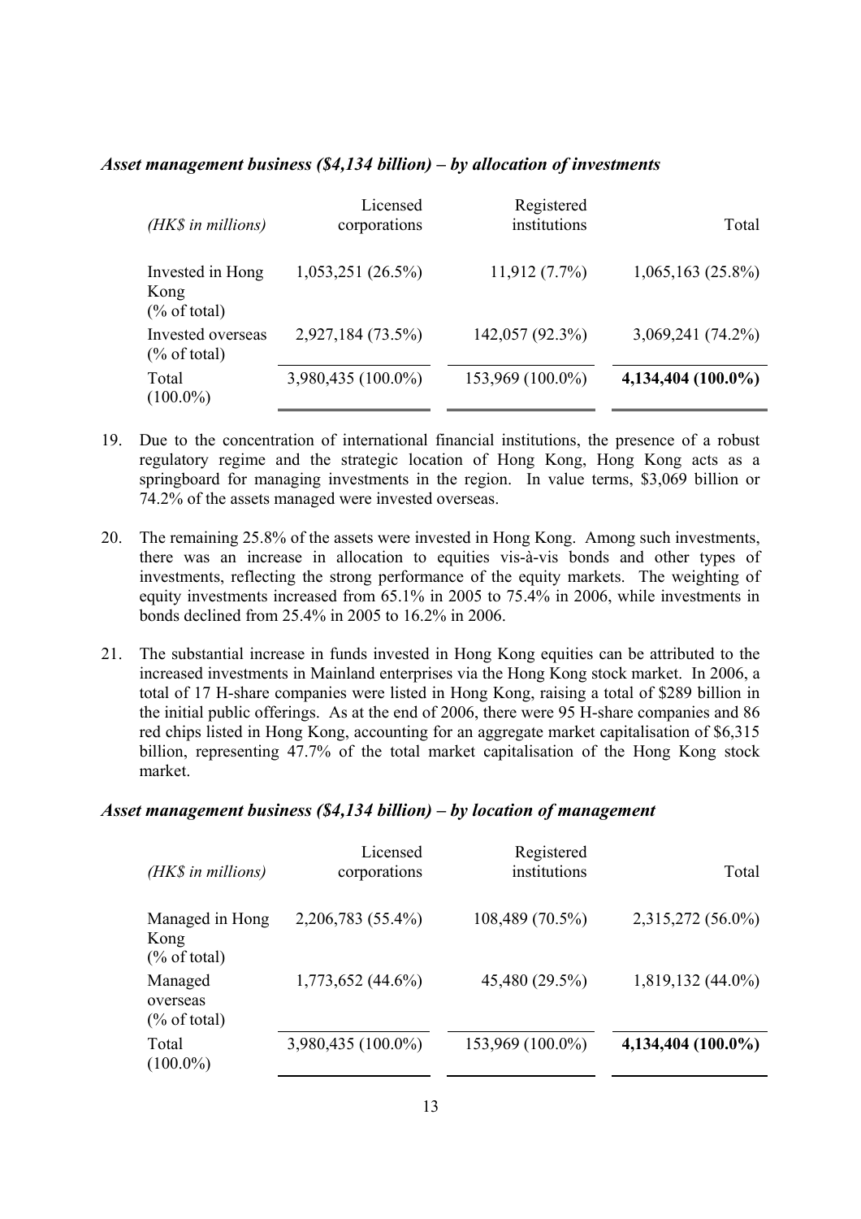### *Asset management business ($4,134 billion) – by allocation of investments*

| *(HK$ in millions)* | Licensed corporations | Registered institutions | Total |
|---|---|---|---|
| Invested in Hong Kong (% of total) | 1,053,251 (26.5%) | 11,912 (7.7%) | 1,065,163 (25.8%) |
| Invested overseas (% of total) | 2,927,184 (73.5%) | 142,057 (92.3%) | 3,069,241 (74.2%) |
| Total (100.0%) | 3,980,435 (100.0%) | 153,969 (100.0%) | **4,134,404 (100.0%)** |

19. Due to the concentration of international financial institutions, the presence of a robust regulatory regime and the strategic location of Hong Kong, Hong Kong acts as a springboard for managing investments in the region. In value terms, $3,069 billion or 74.2% of the assets managed were invested overseas.

20. The remaining 25.8% of the assets were invested in Hong Kong. Among such investments, there was an increase in allocation to equities vis-à-vis bonds and other types of investments, reflecting the strong performance of the equity markets. The weighting of equity investments increased from 65.1% in 2005 to 75.4% in 2006, while investments in bonds declined from 25.4% in 2005 to 16.2% in 2006.

21. The substantial increase in funds invested in Hong Kong equities can be attributed to the increased investments in Mainland enterprises via the Hong Kong stock market. In 2006, a total of 17 H-share companies were listed in Hong Kong, raising a total of $289 billion in the initial public offerings. As at the end of 2006, there were 95 H-share companies and 86 red chips listed in Hong Kong, accounting for an aggregate market capitalisation of $6,315 billion, representing 47.7% of the total market capitalisation of the Hong Kong stock market.

### *Asset management business ($4,134 billion) – by location of management*

| *(HK$ in millions)* | Licensed corporations | Registered institutions | Total |
|---|---|---|---|
| Managed in Hong Kong (% of total) | 2,206,783 (55.4%) | 108,489 (70.5%) | 2,315,272 (56.0%) |
| Managed overseas (% of total) | 1,773,652 (44.6%) | 45,480 (29.5%) | 1,819,132 (44.0%) |
| Total (100.0%) | 3,980,435 (100.0%) | 153,969 (100.0%) | **4,134,404 (100.0%)** |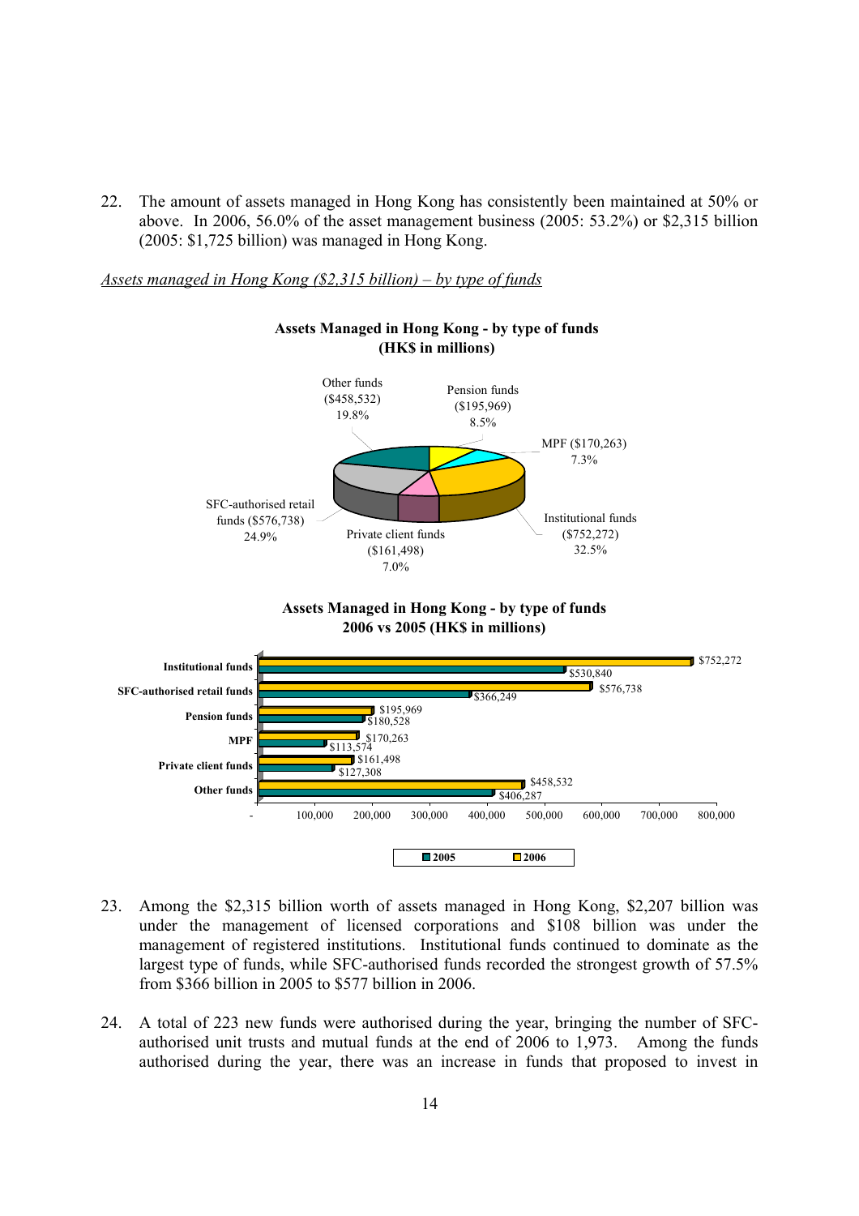22. The amount of assets managed in Hong Kong has consistently been maintained at 50% or above. In 2006, 56.0% of the asset management business (2005: 53.2%) or $2,315 billion (2005: $1,725 billion) was managed in Hong Kong.

*Assets managed in Hong Kong ($2,315 billion) – by type of funds*

**Assets Managed in Hong Kong - by type of funds (HK$ in millions)**

| Type of funds | HK$ in millions | % |
|---|---|---|
| Institutional funds | $752,272 | 32.5% |
| SFC-authorised retail funds | $576,738 | 24.9% |
| Other funds | $458,532 | 19.8% |
| Pension funds | $195,969 | 8.5% |
| MPF | $170,263 | 7.3% |
| Private client funds | $161,498 | 7.0% |

**Assets Managed in Hong Kong - by type of funds 2006 vs 2005 (HK$ in millions)**

| Type of funds | 2005 | 2006 |
|---|---|---|
| Institutional funds | $530,840 | $752,272 |
| SFC-authorised retail funds | $366,249 | $576,738 |
| Pension funds | $180,528 | $195,969 |
| MPF | $113,574 | $170,263 |
| Private client funds | $127,308 | $161,498 |
| Other funds | $406,287 | $458,532 |

23. Among the $2,315 billion worth of assets managed in Hong Kong, $2,207 billion was under the management of licensed corporations and $108 billion was under the management of registered institutions. Institutional funds continued to dominate as the largest type of funds, while SFC-authorised funds recorded the strongest growth of 57.5% from $366 billion in 2005 to $577 billion in 2006.

24. A total of 223 new funds were authorised during the year, bringing the number of SFC-authorised unit trusts and mutual funds at the end of 2006 to 1,973. Among the funds authorised during the year, there was an increase in funds that proposed to invest in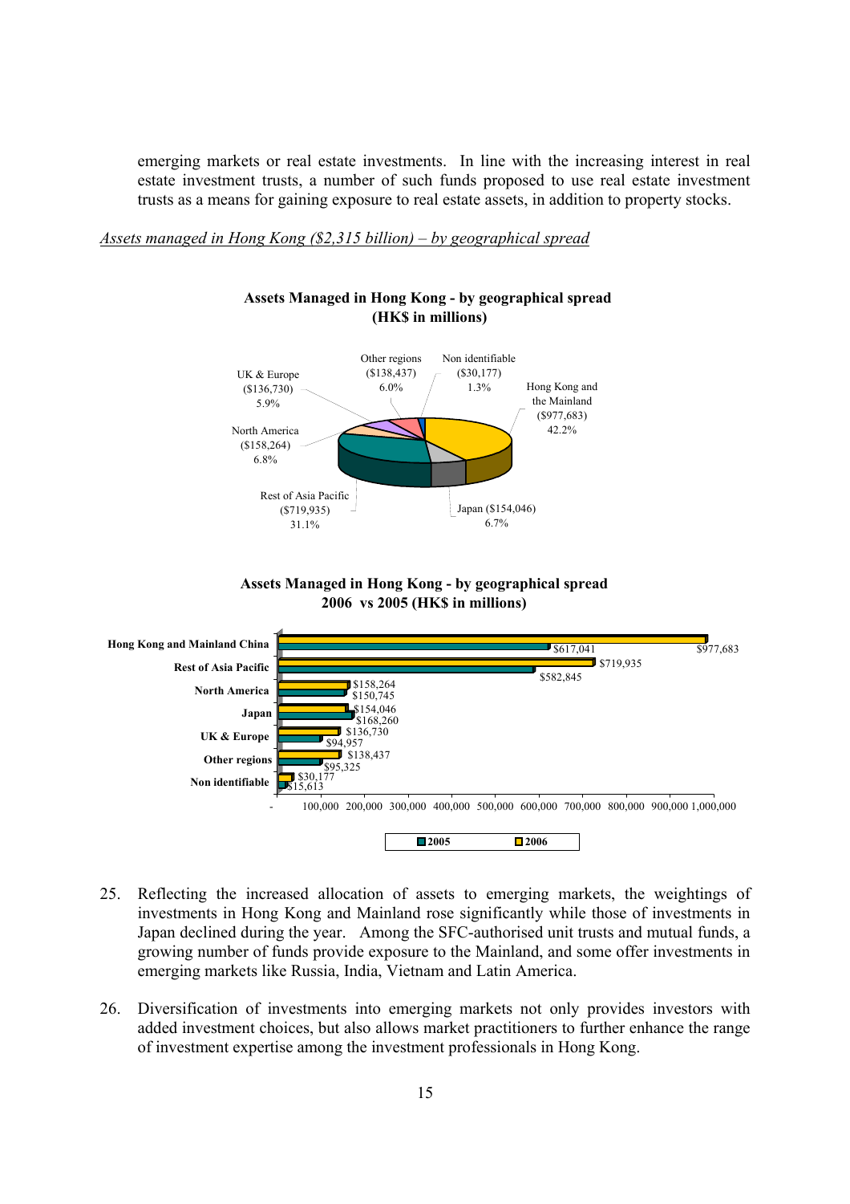emerging markets or real estate investments. In line with the increasing interest in real estate investment trusts, a number of such funds proposed to use real estate investment trusts as a means for gaining exposure to real estate assets, in addition to property stocks.

*Assets managed in Hong Kong ($2,315 billion) – by geographical spread*

**Assets Managed in Hong Kong - by geographical spread (HK$ in millions)**

| Region | Amount | Share |
|---|---|---|
| Hong Kong and the Mainland | ($977,683) | 42.2% |
| Rest of Asia Pacific | ($719,935) | 31.1% |
| North America | ($158,264) | 6.8% |
| Japan | ($154,046) | 6.7% |
| Other regions | ($138,437) | 6.0% |
| UK & Europe | ($136,730) | 5.9% |
| Non identifiable | ($30,177) | 1.3% |

**Assets Managed in Hong Kong - by geographical spread 2006 vs 2005 (HK$ in millions)**

| Region | 2005 | 2006 |
|---|---|---|
| Hong Kong and Mainland China | $617,041 | $977,683 |
| Rest of Asia Pacific | $582,845 | $719,935 |
| North America | $150,745 | $158,264 |
| Japan | $168,260 | $154,046 |
| UK & Europe | $94,957 | $136,730 |
| Other regions | $95,325 | $138,437 |
| Non identifiable | $15,613 | $30,177 |

25. Reflecting the increased allocation of assets to emerging markets, the weightings of investments in Hong Kong and Mainland rose significantly while those of investments in Japan declined during the year. Among the SFC-authorised unit trusts and mutual funds, a growing number of funds provide exposure to the Mainland, and some offer investments in emerging markets like Russia, India, Vietnam and Latin America.

26. Diversification of investments into emerging markets not only provides investors with added investment choices, but also allows market practitioners to further enhance the range of investment expertise among the investment professionals in Hong Kong.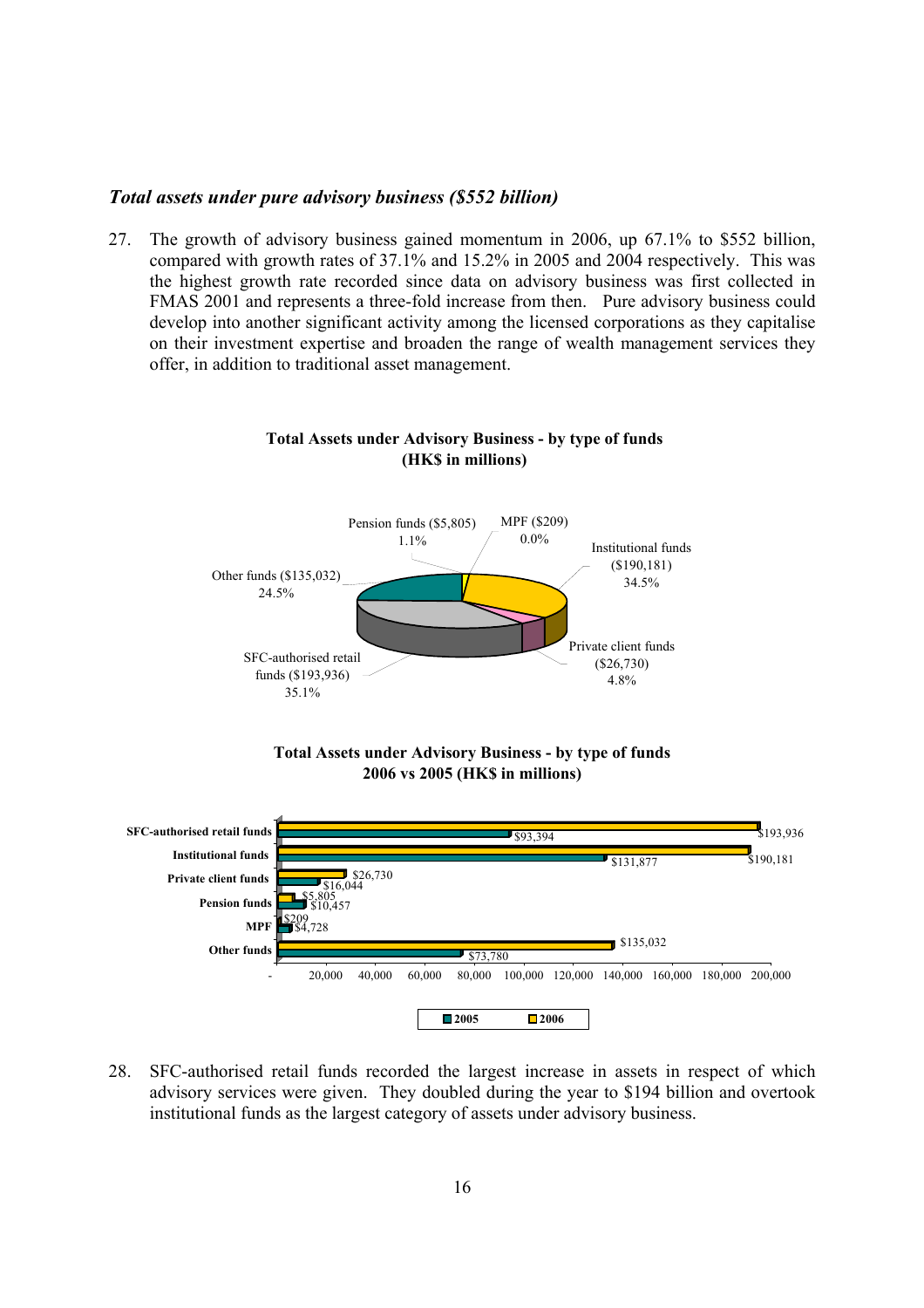### *Total assets under pure advisory business ($552 billion)*

27. The growth of advisory business gained momentum in 2006, up 67.1% to $552 billion, compared with growth rates of 37.1% and 15.2% in 2005 and 2004 respectively. This was the highest growth rate recorded since data on advisory business was first collected in FMAS 2001 and represents a three-fold increase from then. Pure advisory business could develop into another significant activity among the licensed corporations as they capitalise on their investment expertise and broaden the range of wealth management services they offer, in addition to traditional asset management.

**Total Assets under Advisory Business - by type of funds (HK$ in millions)**

| Type of funds | Amount | Share |
|---|---|---|
| SFC-authorised retail funds | ($193,936) | 35.1% |
| Institutional funds | ($190,181) | 34.5% |
| Other funds | ($135,032) | 24.5% |
| Private client funds | ($26,730) | 4.8% |
| Pension funds | ($5,805) | 1.1% |
| MPF | ($209) | 0.0% |

**Total Assets under Advisory Business - by type of funds 2006 vs 2005 (HK$ in millions)**

| Type of funds | 2005 | 2006 |
|---|---|---|
| SFC-authorised retail funds | $93,394 | $193,936 |
| Institutional funds | $131,877 | $190,181 |
| Private client funds | $16,044 | $26,730 |
| Pension funds | $10,457 | $5,805 |
| MPF | $4,728 | $209 |
| Other funds | $73,780 | $135,032 |

28. SFC-authorised retail funds recorded the largest increase in assets in respect of which advisory services were given. They doubled during the year to $194 billion and overtook institutional funds as the largest category of assets under advisory business.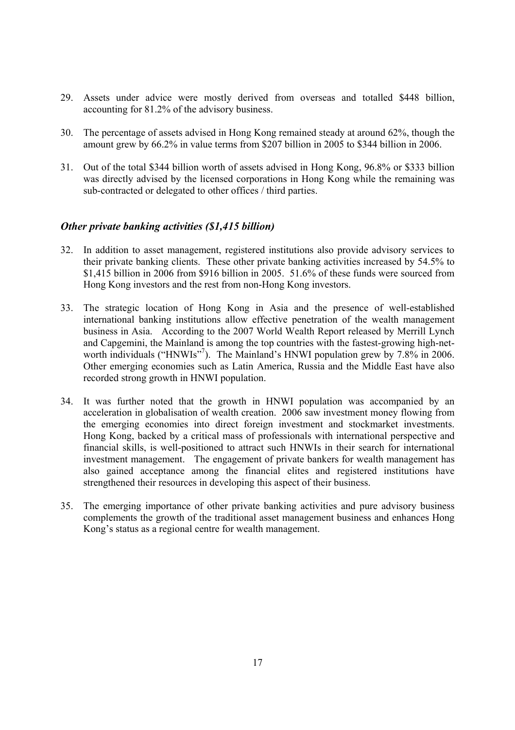29. Assets under advice were mostly derived from overseas and totalled $448 billion, accounting for 81.2% of the advisory business.

30. The percentage of assets advised in Hong Kong remained steady at around 62%, though the amount grew by 66.2% in value terms from $207 billion in 2005 to $344 billion in 2006.

31. Out of the total $344 billion worth of assets advised in Hong Kong, 96.8% or $333 billion was directly advised by the licensed corporations in Hong Kong while the remaining was sub-contracted or delegated to other offices / third parties.

### *Other private banking activities ($1,415 billion)*

32. In addition to asset management, registered institutions also provide advisory services to their private banking clients. These other private banking activities increased by 54.5% to $1,415 billion in 2006 from $916 billion in 2005. 51.6% of these funds were sourced from Hong Kong investors and the rest from non-Hong Kong investors.

33. The strategic location of Hong Kong in Asia and the presence of well-established international banking institutions allow effective penetration of the wealth management business in Asia. According to the 2007 World Wealth Report released by Merrill Lynch and Capgemini, the Mainland is among the top countries with the fastest-growing high-net-worth individuals ("HNWIs"[7]). The Mainland's HNWI population grew by 7.8% in 2006. Other emerging economies such as Latin America, Russia and the Middle East have also recorded strong growth in HNWI population.

34. It was further noted that the growth in HNWI population was accompanied by an acceleration in globalisation of wealth creation. 2006 saw investment money flowing from the emerging economies into direct foreign investment and stockmarket investments. Hong Kong, backed by a critical mass of professionals with international perspective and financial skills, is well-positioned to attract such HNWIs in their search for international investment management. The engagement of private bankers for wealth management has also gained acceptance among the financial elites and registered institutions have strengthened their resources in developing this aspect of their business.

35. The emerging importance of other private banking activities and pure advisory business complements the growth of the traditional asset management business and enhances Hong Kong's status as a regional centre for wealth management.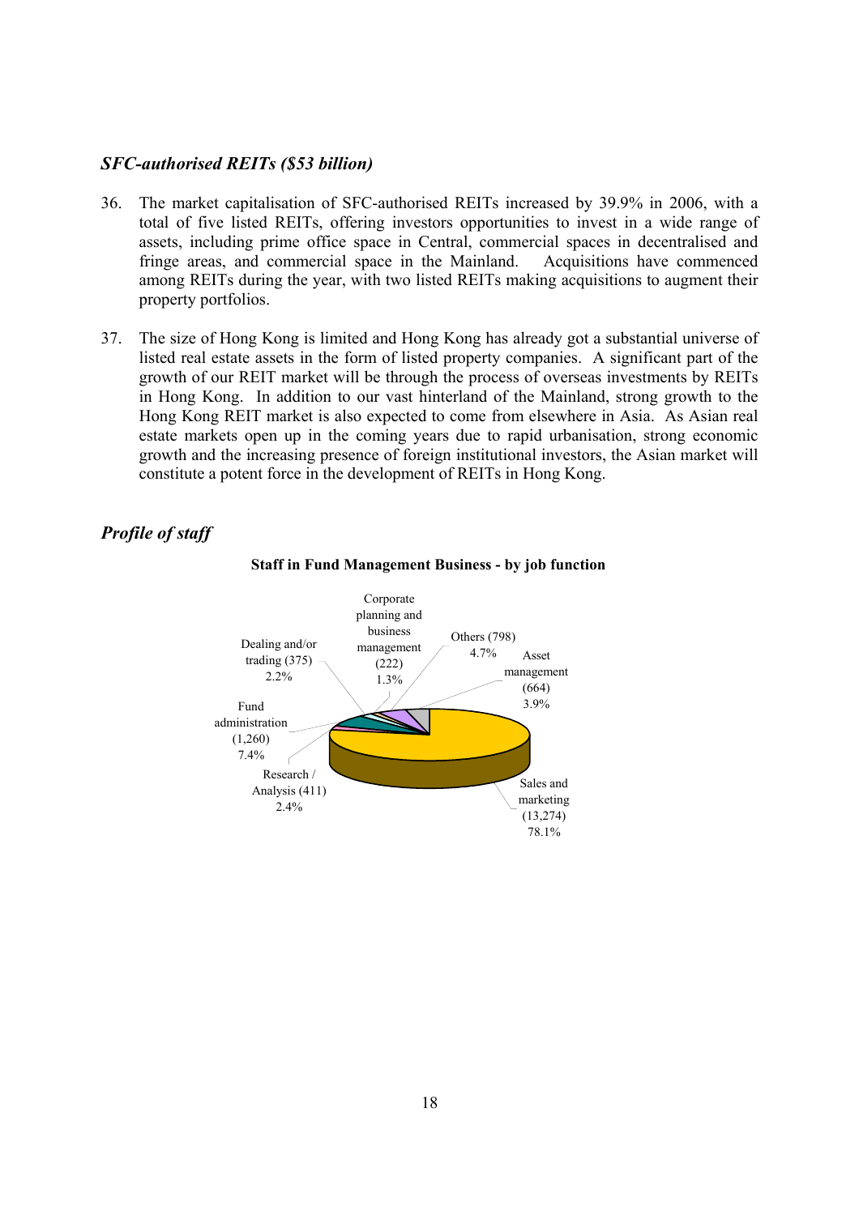### *SFC-authorised REITs ($53 billion)*

36. The market capitalisation of SFC-authorised REITs increased by 39.9% in 2006, with a total of five listed REITs, offering investors opportunities to invest in a wide range of assets, including prime office space in Central, commercial spaces in decentralised and fringe areas, and commercial space in the Mainland. Acquisitions have commenced among REITs during the year, with two listed REITs making acquisitions to augment their property portfolios.

37. The size of Hong Kong is limited and Hong Kong has already got a substantial universe of listed real estate assets in the form of listed property companies. A significant part of the growth of our REIT market will be through the process of overseas investments by REITs in Hong Kong. In addition to our vast hinterland of the Mainland, strong growth to the Hong Kong REIT market is also expected to come from elsewhere in Asia. As Asian real estate markets open up in the coming years due to rapid urbanisation, strong economic growth and the increasing presence of foreign institutional investors, the Asian market will constitute a potent force in the development of REITs in Hong Kong.

### *Profile of staff*

**Staff in Fund Management Business - by job function**

| Job function | Staff | % |
|---|---|---|
| Sales and marketing | 13,274 | 78.1% |
| Fund administration | 1,260 | 7.4% |
| Others | 798 | 4.7% |
| Asset management | 664 | 3.9% |
| Research / Analysis | 411 | 2.4% |
| Dealing and/or trading | 375 | 2.2% |
| Corporate planning and business management | 222 | 1.3% |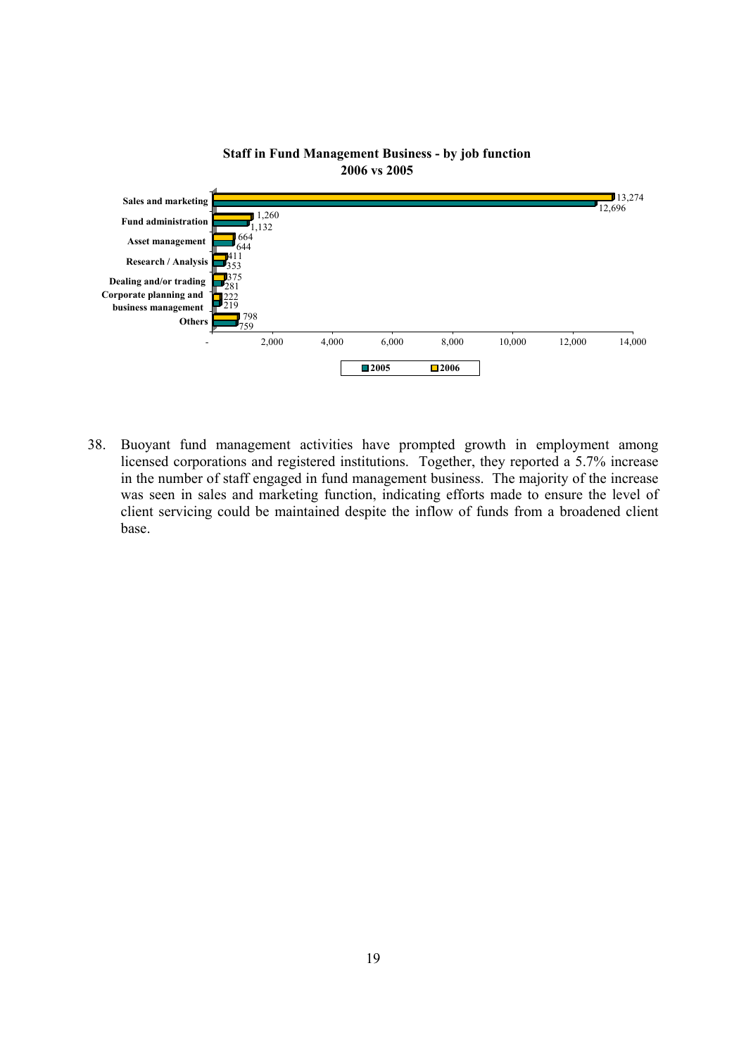**Staff in Fund Management Business - by job function**
**2006 vs 2005**

| Job function | 2005 | 2006 |
|---|---|---|
| Sales and marketing | 12,696 | 13,274 |
| Fund administration | 1,132 | 1,260 |
| Asset management | 644 | 664 |
| Research / Analysis | 353 | 411 |
| Dealing and/or trading | 281 | 375 |
| Corporate planning and business management | 219 | 222 |
| Others | 759 | 798 |

38. Buoyant fund management activities have prompted growth in employment among licensed corporations and registered institutions. Together, they reported a 5.7% increase in the number of staff engaged in fund management business. The majority of the increase was seen in sales and marketing function, indicating efforts made to ensure the level of client servicing could be maintained despite the inflow of funds from a broadened client base.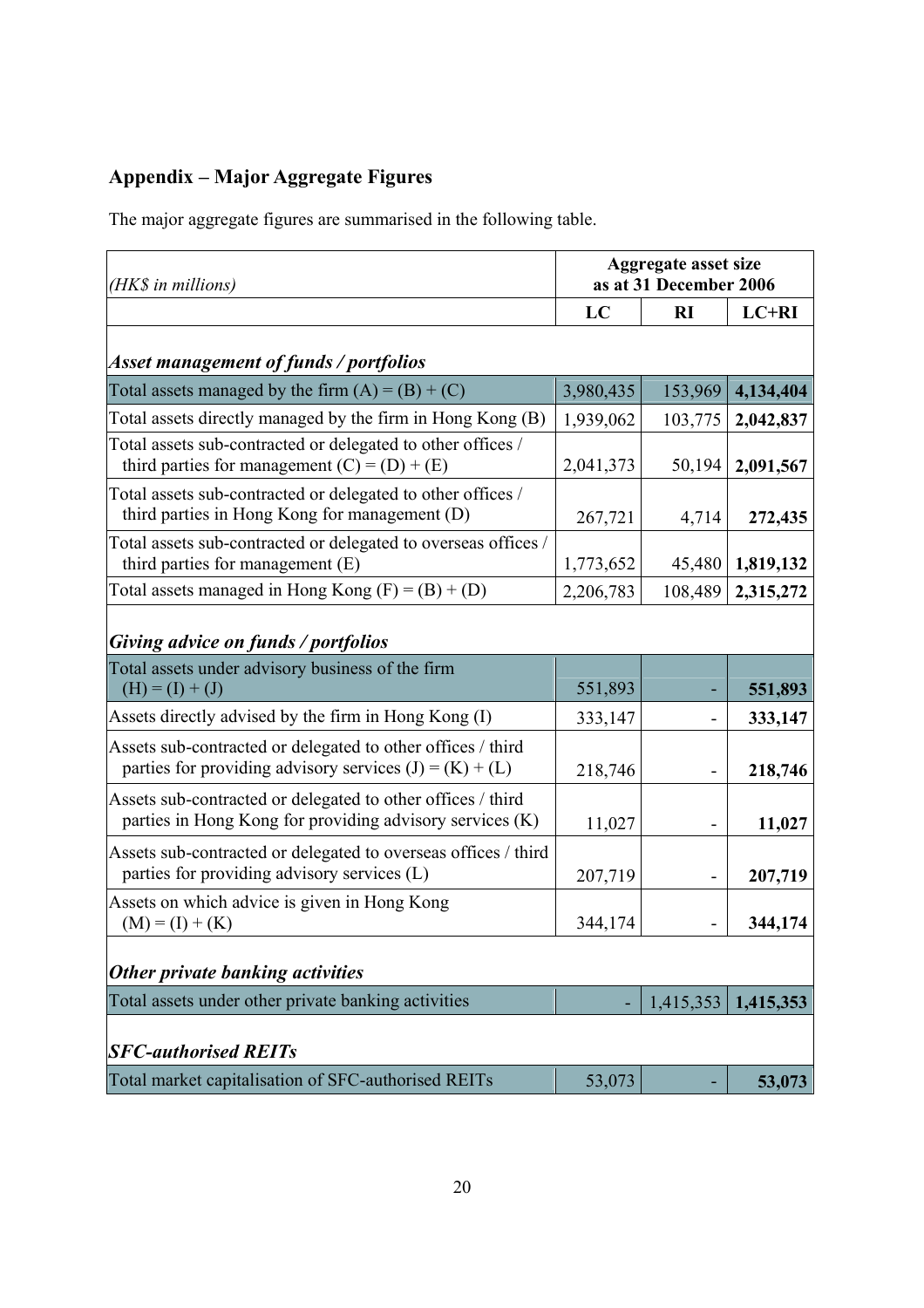## Appendix – Major Aggregate Figures

The major aggregate figures are summarised in the following table.

| *(HK$ in millions)* | Aggregate asset size as at 31 December 2006 | | |
|---|---|---|---|
| | **LC** | **RI** | **LC+RI** |
| ***Asset management of funds / portfolios*** | | | |
| Total assets managed by the firm (A) = (B) + (C) | 3,980,435 | 153,969 | **4,134,404** |
| Total assets directly managed by the firm in Hong Kong (B) | 1,939,062 | 103,775 | **2,042,837** |
| Total assets sub-contracted or delegated to other offices / third parties for management (C) = (D) + (E) | 2,041,373 | 50,194 | **2,091,567** |
| Total assets sub-contracted or delegated to other offices / third parties in Hong Kong for management (D) | 267,721 | 4,714 | **272,435** |
| Total assets sub-contracted or delegated to overseas offices / third parties for management (E) | 1,773,652 | 45,480 | **1,819,132** |
| Total assets managed in Hong Kong (F) = (B) + (D) | 2,206,783 | 108,489 | **2,315,272** |
| ***Giving advice on funds / portfolios*** | | | |
| Total assets under advisory business of the firm (H) = (I) + (J) | 551,893 | - | **551,893** |
| Assets directly advised by the firm in Hong Kong (I) | 333,147 | - | **333,147** |
| Assets sub-contracted or delegated to other offices / third parties for providing advisory services (J) = (K) + (L) | 218,746 | - | **218,746** |
| Assets sub-contracted or delegated to other offices / third parties in Hong Kong for providing advisory services (K) | 11,027 | - | **11,027** |
| Assets sub-contracted or delegated to overseas offices / third parties for providing advisory services (L) | 207,719 | - | **207,719** |
| Assets on which advice is given in Hong Kong (M) = (I) + (K) | 344,174 | - | **344,174** |
| ***Other private banking activities*** | | | |
| Total assets under other private banking activities | - | 1,415,353 | **1,415,353** |
| ***SFC-authorised REITs*** | | | |
| Total market capitalisation of SFC-authorised REITs | 53,073 | - | **53,073** |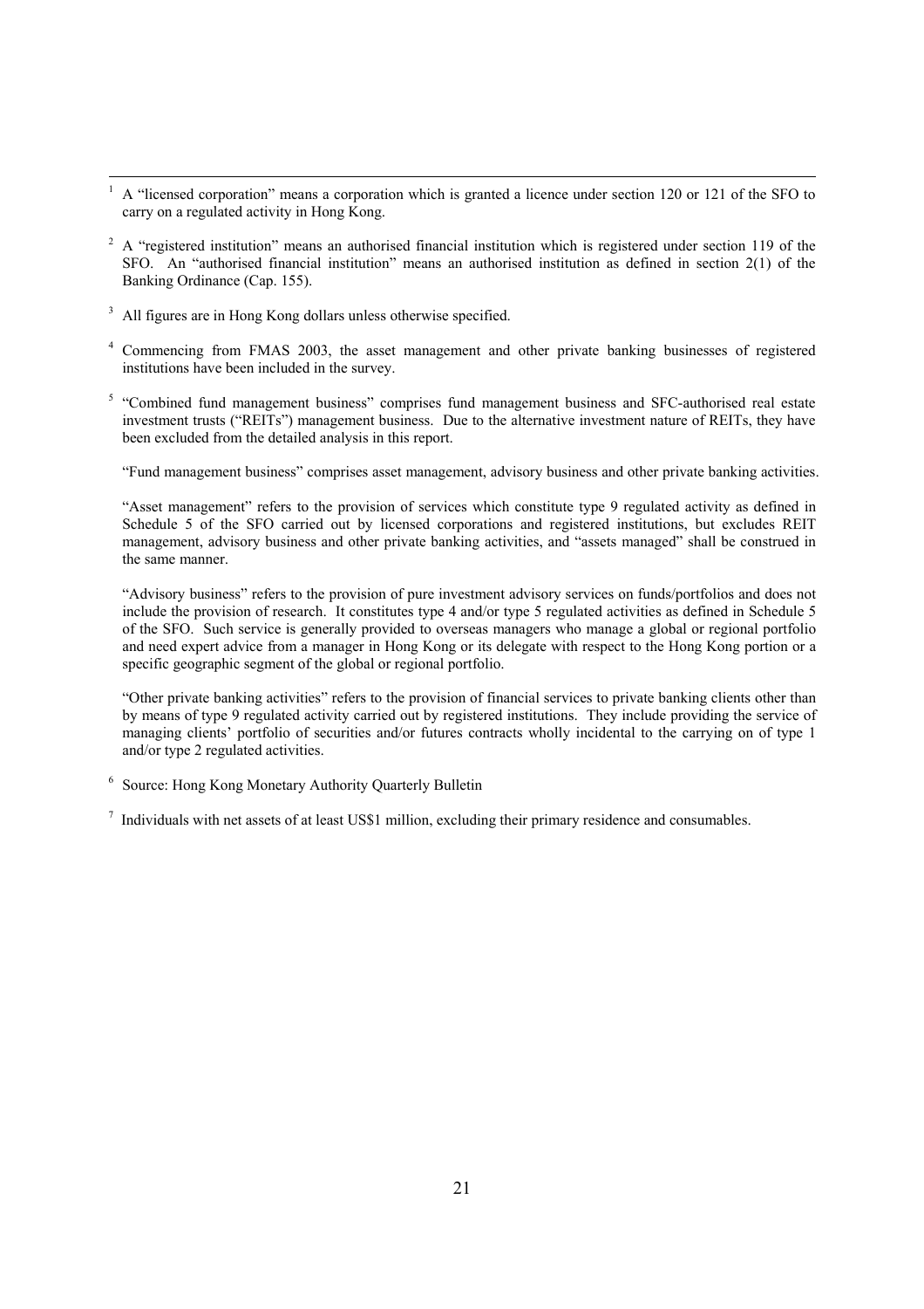[1] A "licensed corporation" means a corporation which is granted a licence under section 120 or 121 of the SFO to carry on a regulated activity in Hong Kong.

[2] A "registered institution" means an authorised financial institution which is registered under section 119 of the SFO. An "authorised financial institution" means an authorised institution as defined in section 2(1) of the Banking Ordinance (Cap. 155).

[3] All figures are in Hong Kong dollars unless otherwise specified.

[4] Commencing from FMAS 2003, the asset management and other private banking businesses of registered institutions have been included in the survey.

[5] "Combined fund management business" comprises fund management business and SFC-authorised real estate investment trusts ("REITs") management business. Due to the alternative investment nature of REITs, they have been excluded from the detailed analysis in this report.

"Fund management business" comprises asset management, advisory business and other private banking activities.

"Asset management" refers to the provision of services which constitute type 9 regulated activity as defined in Schedule 5 of the SFO carried out by licensed corporations and registered institutions, but excludes REIT management, advisory business and other private banking activities, and "assets managed" shall be construed in the same manner.

"Advisory business" refers to the provision of pure investment advisory services on funds/portfolios and does not include the provision of research. It constitutes type 4 and/or type 5 regulated activities as defined in Schedule 5 of the SFO. Such service is generally provided to overseas managers who manage a global or regional portfolio and need expert advice from a manager in Hong Kong or its delegate with respect to the Hong Kong portion or a specific geographic segment of the global or regional portfolio.

"Other private banking activities" refers to the provision of financial services to private banking clients other than by means of type 9 regulated activity carried out by registered institutions. They include providing the service of managing clients' portfolio of securities and/or futures contracts wholly incidental to the carrying on of type 1 and/or type 2 regulated activities.

[6] Source: Hong Kong Monetary Authority Quarterly Bulletin

[7] Individuals with net assets of at least US$1 million, excluding their primary residence and consumables.